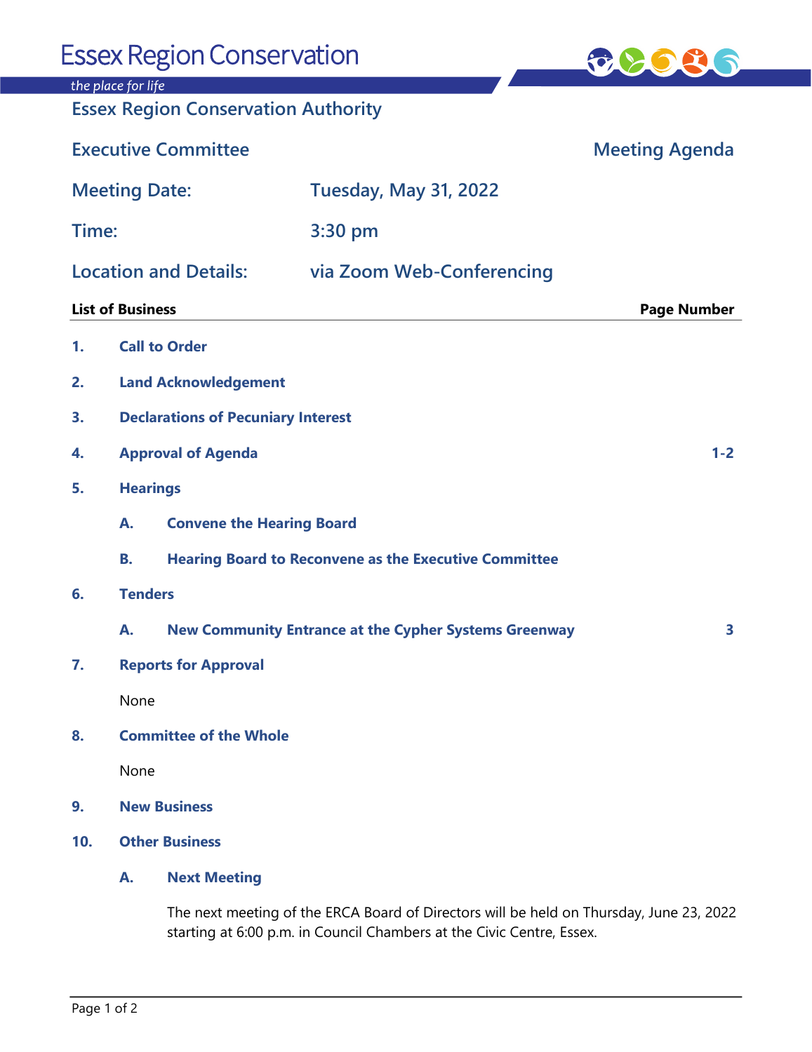# Essex Region Conservation

*the place for life*

## Essex Region Conservation Authority

**Executive Committee** — **Meeting Agenda**

| | |
|---|---|
| **Meeting Date:** | Tuesday, May 31, 2022 |
| **Time:** | 3:30 pm |
| **Location and Details:** | via Zoom Web-Conferencing |

| List of Business | Page Number |
|---|---|
| **1. Call to Order** | |
| **2. Land Acknowledgement** | |
| **3. Declarations of Pecuniary Interest** | |
| **4. Approval of Agenda** | 1-2 |
| **5. Hearings** | |
| **A. Convene the Hearing Board** | |
| **B. Hearing Board to Reconvene as the Executive Committee** | |
| **6. Tenders** | |
| **A. New Community Entrance at the Cypher Systems Greenway** | 3 |
| **7. Reports for Approval** | |
| None | |
| **8. Committee of the Whole** | |
| None | |
| **9. New Business** | |
| **10. Other Business** | |
| **A. Next Meeting** | |

The next meeting of the ERCA Board of Directors will be held on Thursday, June 23, 2022 starting at 6:00 p.m. in Council Chambers at the Civic Centre, Essex.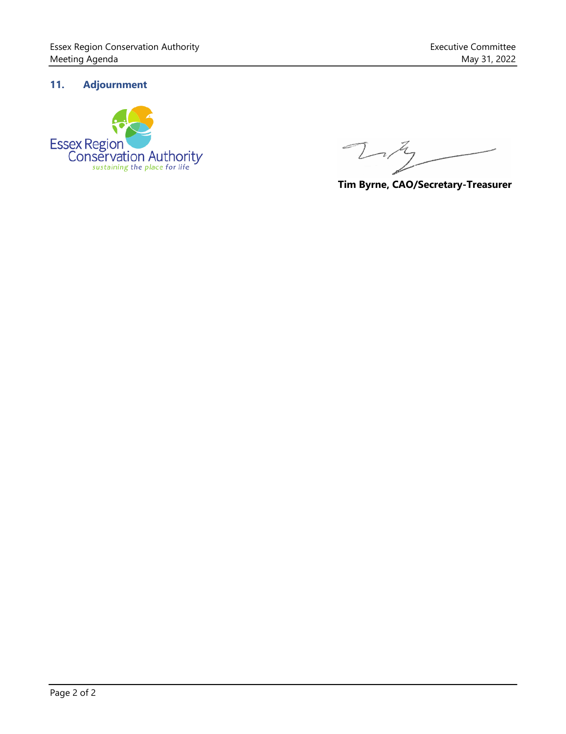## 11. Adjournment

Essex Region Conservation Authority
*sustaining the place for life*

**Tim Byrne, CAO/Secretary-Treasurer**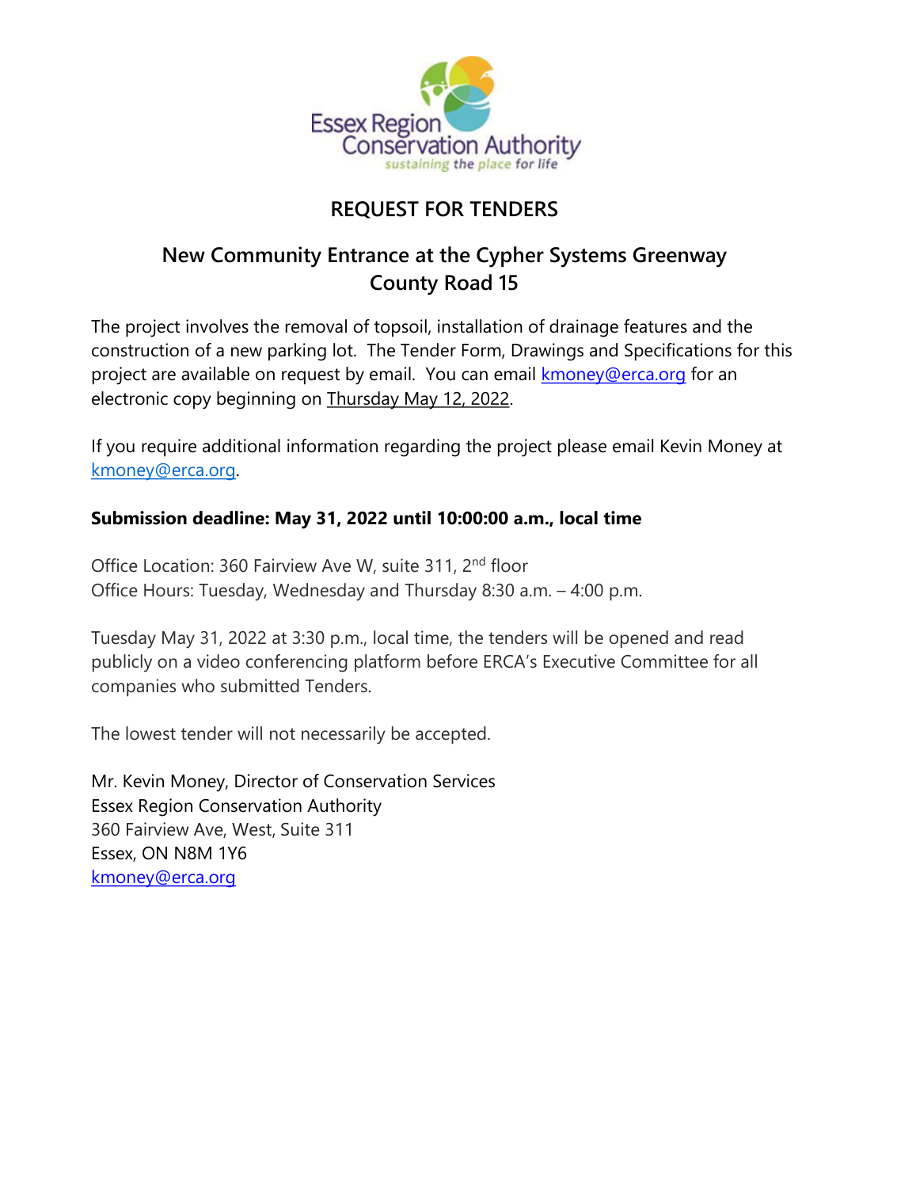Essex Region Conservation Authority
*sustaining the place for life*

# REQUEST FOR TENDERS

## New Community Entrance at the Cypher Systems Greenway County Road 15

The project involves the removal of topsoil, installation of drainage features and the construction of a new parking lot. The Tender Form, Drawings and Specifications for this project are available on request by email. You can email kmoney@erca.org for an electronic copy beginning on Thursday May 12, 2022.

If you require additional information regarding the project please email Kevin Money at kmoney@erca.org.

**Submission deadline: May 31, 2022 until 10:00:00 a.m., local time**

Office Location: 360 Fairview Ave W, suite 311, 2nd floor
Office Hours: Tuesday, Wednesday and Thursday 8:30 a.m. – 4:00 p.m.

Tuesday May 31, 2022 at 3:30 p.m., local time, the tenders will be opened and read publicly on a video conferencing platform before ERCA's Executive Committee for all companies who submitted Tenders.

The lowest tender will not necessarily be accepted.

Mr. Kevin Money, Director of Conservation Services
Essex Region Conservation Authority
360 Fairview Ave, West, Suite 311
Essex, ON N8M 1Y6
kmoney@erca.org